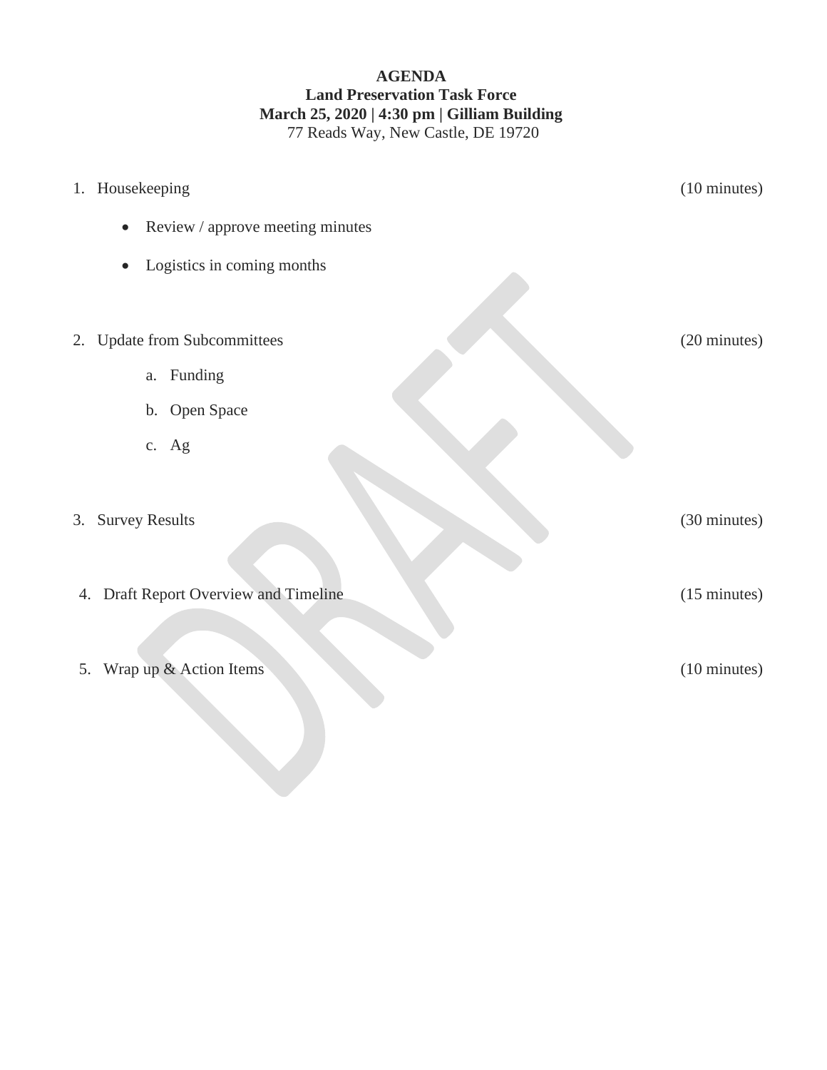**AGENDA**
**Land Preservation Task Force**
**March 25, 2020 | 4:30 pm | Gilliam Building**
77 Reads Way, New Castle, DE 19720

1. Housekeeping (10 minutes)
   - Review / approve meeting minutes
   - Logistics in coming months

2. Update from Subcommittees (20 minutes)
   a. Funding
   b. Open Space
   c. Ag

3. Survey Results (30 minutes)

4. Draft Report Overview and Timeline (15 minutes)

5. Wrap up & Action Items (10 minutes)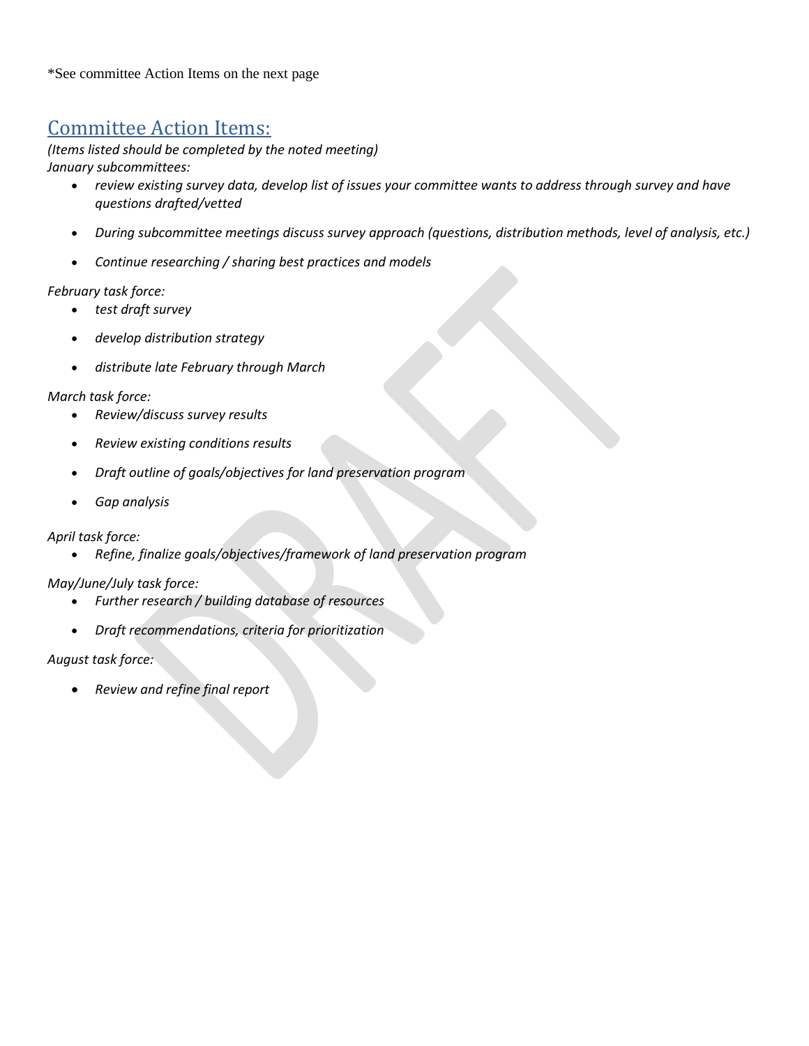*See committee Action Items on the next page

## Committee Action Items:

*(Items listed should be completed by the noted meeting)*

*January subcommittees:*

- *review existing survey data, develop list of issues your committee wants to address through survey and have questions drafted/vetted*
- *During subcommittee meetings discuss survey approach (questions, distribution methods, level of analysis, etc.)*
- *Continue researching / sharing best practices and models*

*February task force:*

- *test draft survey*
- *develop distribution strategy*
- *distribute late February through March*

*March task force:*

- *Review/discuss survey results*
- *Review existing conditions results*
- *Draft outline of goals/objectives for land preservation program*
- *Gap analysis*

*April task force:*

- *Refine, finalize goals/objectives/framework of land preservation program*

*May/June/July task force:*

- *Further research / building database of resources*
- *Draft recommendations, criteria for prioritization*

*August task force:*

- *Review and refine final report*